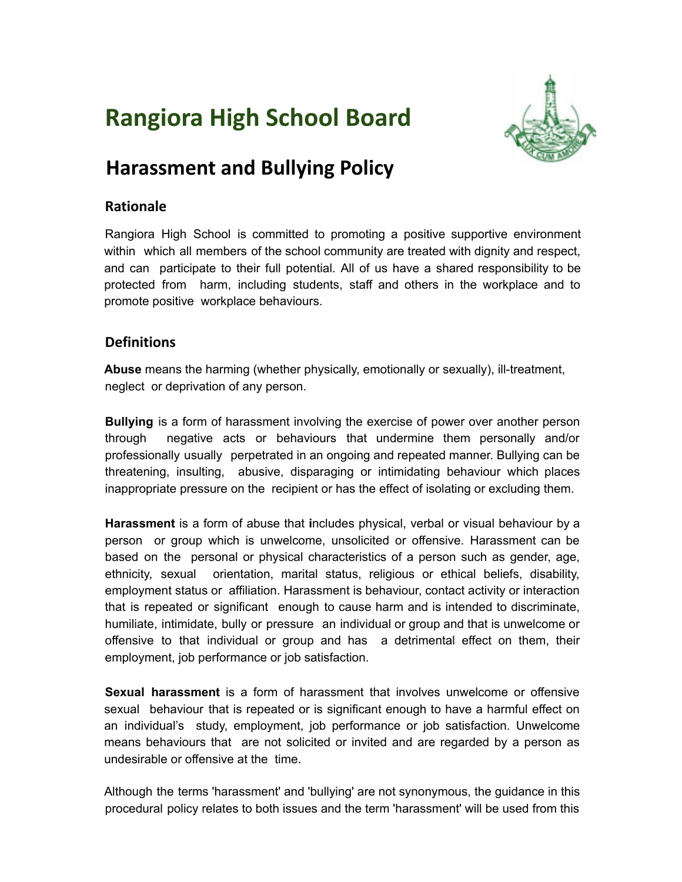# Rangiora High School Board

## Harassment and Bullying Policy

### Rationale

Rangiora High School is committed to promoting a positive supportive environment within which all members of the school community are treated with dignity and respect, and can participate to their full potential. All of us have a shared responsibility to be protected from harm, including students, staff and others in the workplace and to promote positive workplace behaviours.

### Definitions

**Abuse** means the harming (whether physically, emotionally or sexually), ill-treatment, neglect or deprivation of any person.

**Bullying** is a form of harassment involving the exercise of power over another person through negative acts or behaviours that undermine them personally and/or professionally usually perpetrated in an ongoing and repeated manner. Bullying can be threatening, insulting, abusive, disparaging or intimidating behaviour which places inappropriate pressure on the recipient or has the effect of isolating or excluding them.

**Harassment** is a form of abuse that includes physical, verbal or visual behaviour by a person or group which is unwelcome, unsolicited or offensive. Harassment can be based on the personal or physical characteristics of a person such as gender, age, ethnicity, sexual orientation, marital status, religious or ethical beliefs, disability, employment status or affiliation. Harassment is behaviour, contact activity or interaction that is repeated or significant enough to cause harm and is intended to discriminate, humiliate, intimidate, bully or pressure an individual or group and that is unwelcome or offensive to that individual or group and has a detrimental effect on them, their employment, job performance or job satisfaction.

**Sexual harassment** is a form of harassment that involves unwelcome or offensive sexual behaviour that is repeated or is significant enough to have a harmful effect on an individual's study, employment, job performance or job satisfaction. Unwelcome means behaviours that are not solicited or invited and are regarded by a person as undesirable or offensive at the time.

Although the terms 'harassment' and 'bullying' are not synonymous, the guidance in this procedural policy relates to both issues and the term 'harassment' will be used from this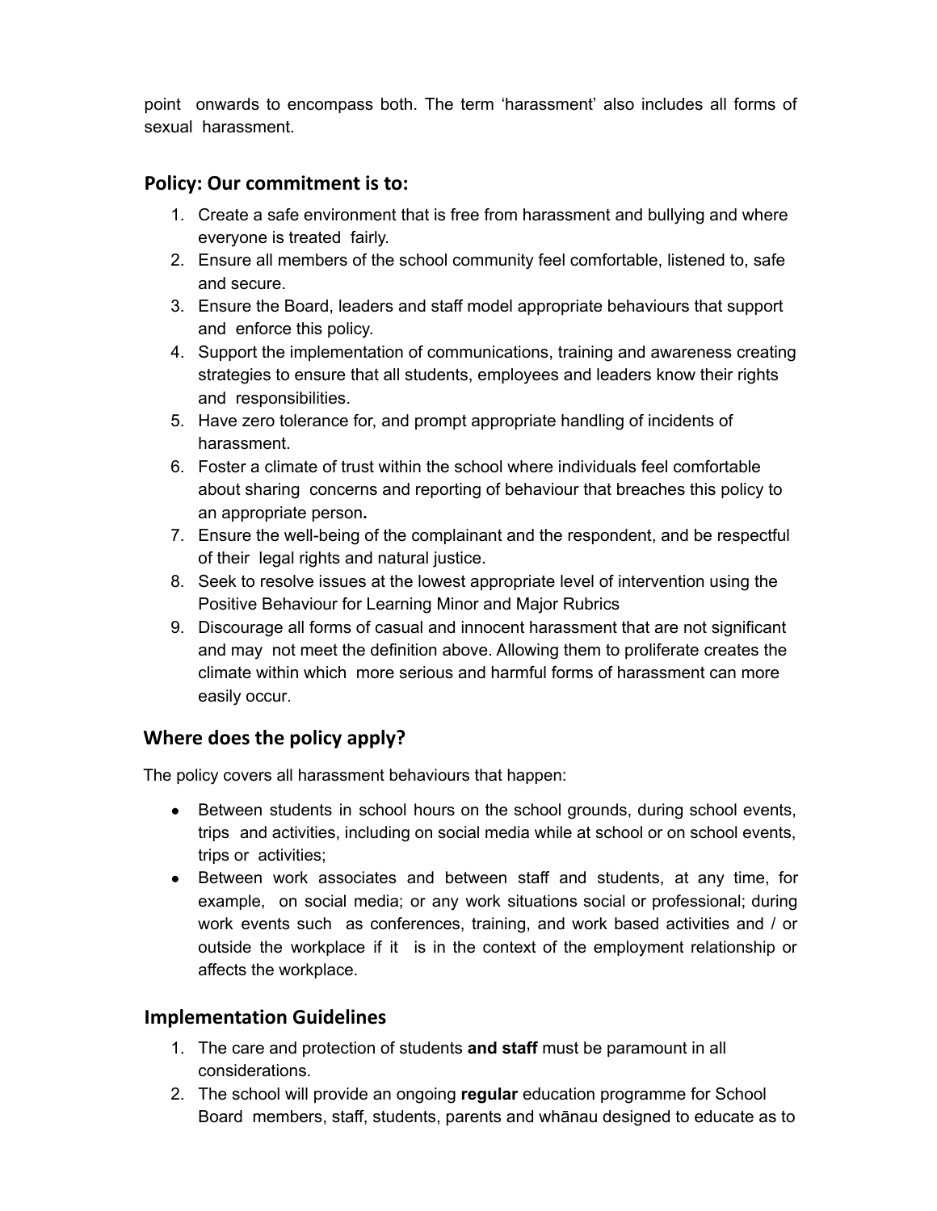point onwards to encompass both. The term 'harassment' also includes all forms of sexual harassment.

## Policy: Our commitment is to:

1. Create a safe environment that is free from harassment and bullying and where everyone is treated fairly.
2. Ensure all members of the school community feel comfortable, listened to, safe and secure.
3. Ensure the Board, leaders and staff model appropriate behaviours that support and enforce this policy.
4. Support the implementation of communications, training and awareness creating strategies to ensure that all students, employees and leaders know their rights and responsibilities.
5. Have zero tolerance for, and prompt appropriate handling of incidents of harassment.
6. Foster a climate of trust within the school where individuals feel comfortable about sharing concerns and reporting of behaviour that breaches this policy to an appropriate person**.**
7. Ensure the well-being of the complainant and the respondent, and be respectful of their legal rights and natural justice.
8. Seek to resolve issues at the lowest appropriate level of intervention using the Positive Behaviour for Learning Minor and Major Rubrics
9. Discourage all forms of casual and innocent harassment that are not significant and may not meet the definition above. Allowing them to proliferate creates the climate within which more serious and harmful forms of harassment can more easily occur.

## Where does the policy apply?

The policy covers all harassment behaviours that happen:

- Between students in school hours on the school grounds, during school events, trips and activities, including on social media while at school or on school events, trips or activities;
- Between work associates and between staff and students, at any time, for example, on social media; or any work situations social or professional; during work events such as conferences, training, and work based activities and / or outside the workplace if it is in the context of the employment relationship or affects the workplace.

## Implementation Guidelines

1. The care and protection of students **and staff** must be paramount in all considerations.
2. The school will provide an ongoing **regular** education programme for School Board members, staff, students, parents and whānau designed to educate as to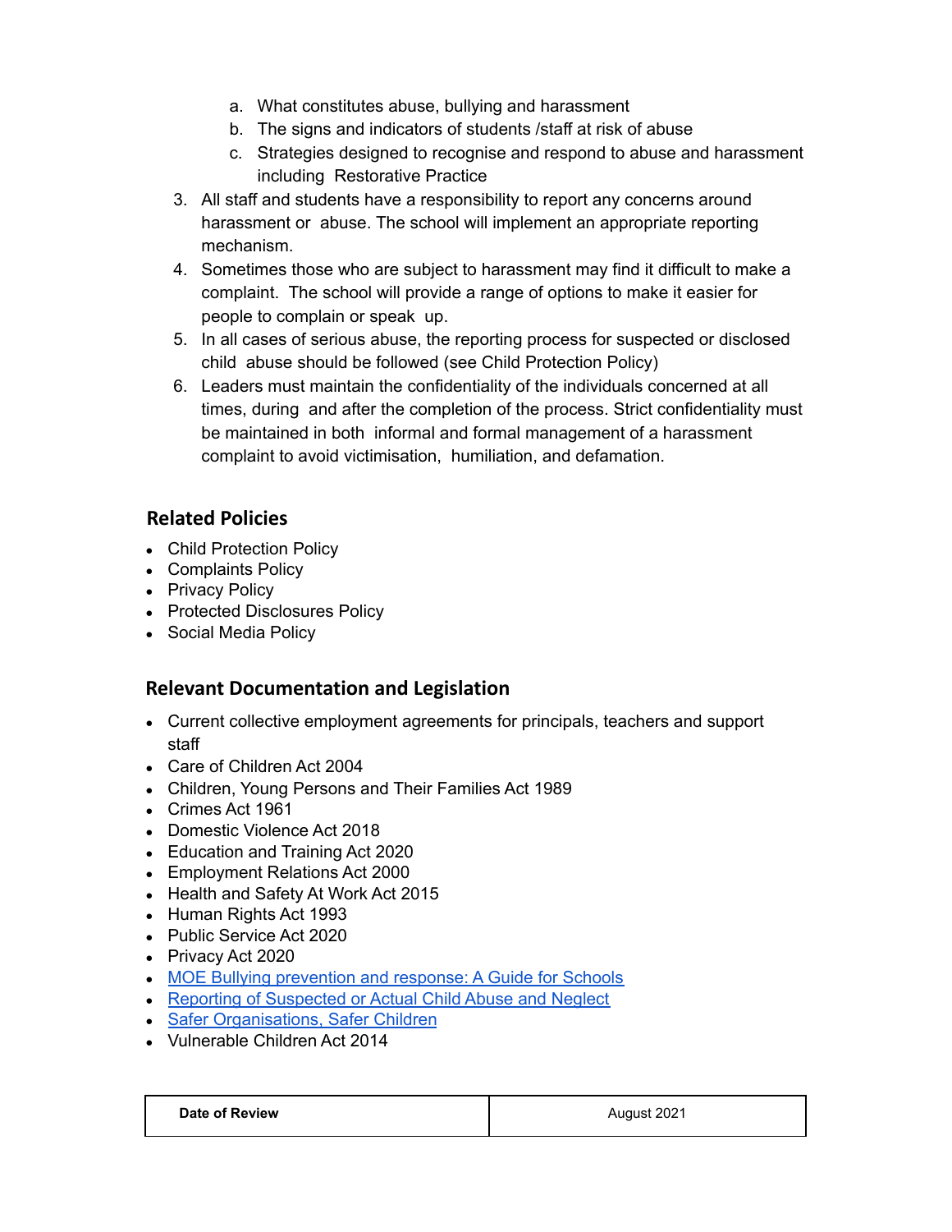a. What constitutes abuse, bullying and harassment
   b. The signs and indicators of students /staff at risk of abuse
   c. Strategies designed to recognise and respond to abuse and harassment including Restorative Practice

3. All staff and students have a responsibility to report any concerns around harassment or abuse. The school will implement an appropriate reporting mechanism.
4. Sometimes those who are subject to harassment may find it difficult to make a complaint. The school will provide a range of options to make it easier for people to complain or speak up.
5. In all cases of serious abuse, the reporting process for suspected or disclosed child abuse should be followed (see Child Protection Policy)
6. Leaders must maintain the confidentiality of the individuals concerned at all times, during and after the completion of the process. Strict confidentiality must be maintained in both informal and formal management of a harassment complaint to avoid victimisation, humiliation, and defamation.

## Related Policies

- Child Protection Policy
- Complaints Policy
- Privacy Policy
- Protected Disclosures Policy
- Social Media Policy

## Relevant Documentation and Legislation

- Current collective employment agreements for principals, teachers and support staff
- Care of Children Act 2004
- Children, Young Persons and Their Families Act 1989
- Crimes Act 1961
- Domestic Violence Act 2018
- Education and Training Act 2020
- Employment Relations Act 2000
- Health and Safety At Work Act 2015
- Human Rights Act 1993
- Public Service Act 2020
- Privacy Act 2020
- MOE Bullying prevention and response: A Guide for Schools
- Reporting of Suspected or Actual Child Abuse and Neglect
- Safer Organisations, Safer Children
- Vulnerable Children Act 2014

| **Date of Review** | August 2021 |
|---|---|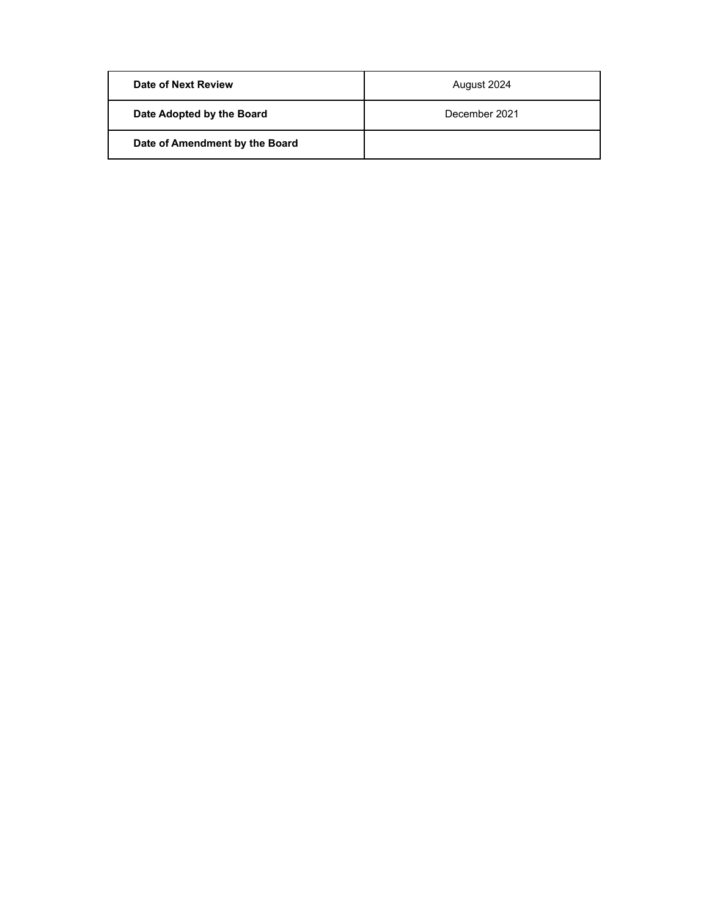| | |
|---|---|
| **Date of Next Review** | August 2024 |
| **Date Adopted by the Board** | December 2021 |
| **Date of Amendment by the Board** | |